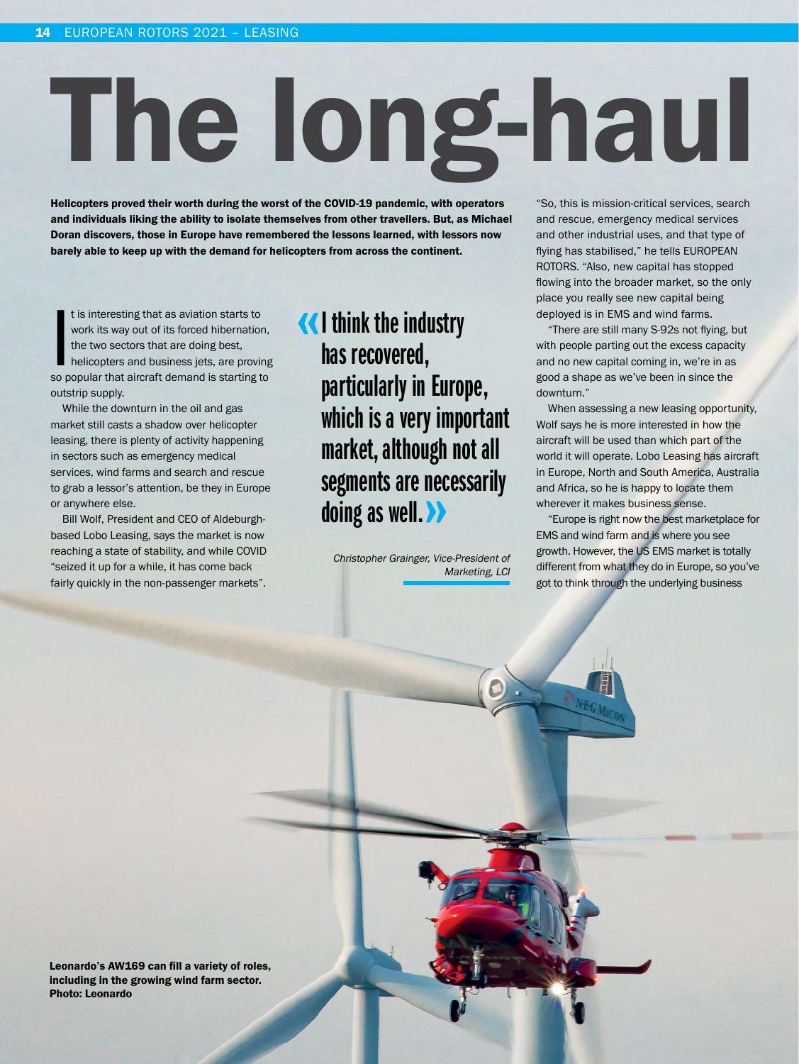# The long-haul

**Helicopters proved their worth during the worst of the COVID-19 pandemic, with operators and individuals liking the ability to isolate themselves from other travellers. But, as Michael Doran discovers, those in Europe have remembered the lessons learned, with lessors now barely able to keep up with the demand for helicopters from across the continent.**

It is interesting that as aviation starts to work its way out of its forced hibernation, the two sectors that are doing best, helicopters and business jets, are proving so popular that aircraft demand is starting to outstrip supply.

While the downturn in the oil and gas market still casts a shadow over helicopter leasing, there is plenty of activity happening in sectors such as emergency medical services, wind farms and search and rescue to grab a lessor's attention, be they in Europe or anywhere else.

Bill Wolf, President and CEO of Aldeburgh-based Lobo Leasing, says the market is now reaching a state of stability, and while COVID "seized it up for a while, it has come back fairly quickly in the non-passenger markets".

> «I think the industry has recovered, particularly in Europe, which is a very important market, although not all segments are necessarily doing as well.»
>
> *Christopher Grainger, Vice-President of Marketing, LCI*

"So, this is mission-critical services, search and rescue, emergency medical services and other industrial uses, and that type of flying has stabilised," he tells EUROPEAN ROTORS. "Also, new capital has stopped flowing into the broader market, so the only place you really see new capital being deployed is in EMS and wind farms.

"There are still many S-92s not flying, but with people parting out the excess capacity and no new capital coming in, we're in as good a shape as we've been in since the downturn."

When assessing a new leasing opportunity, Wolf says he is more interested in how the aircraft will be used than which part of the world it will operate. Lobo Leasing has aircraft in Europe, North and South America, Australia and Africa, so he is happy to locate them wherever it makes business sense.

"Europe is right now the best marketplace for EMS and wind farm and is where you see growth. However, the US EMS market is totally different from what they do in Europe, so you've got to think through the underlying business

**Leonardo's AW169 can fill a variety of roles, including in the growing wind farm sector. Photo: Leonardo**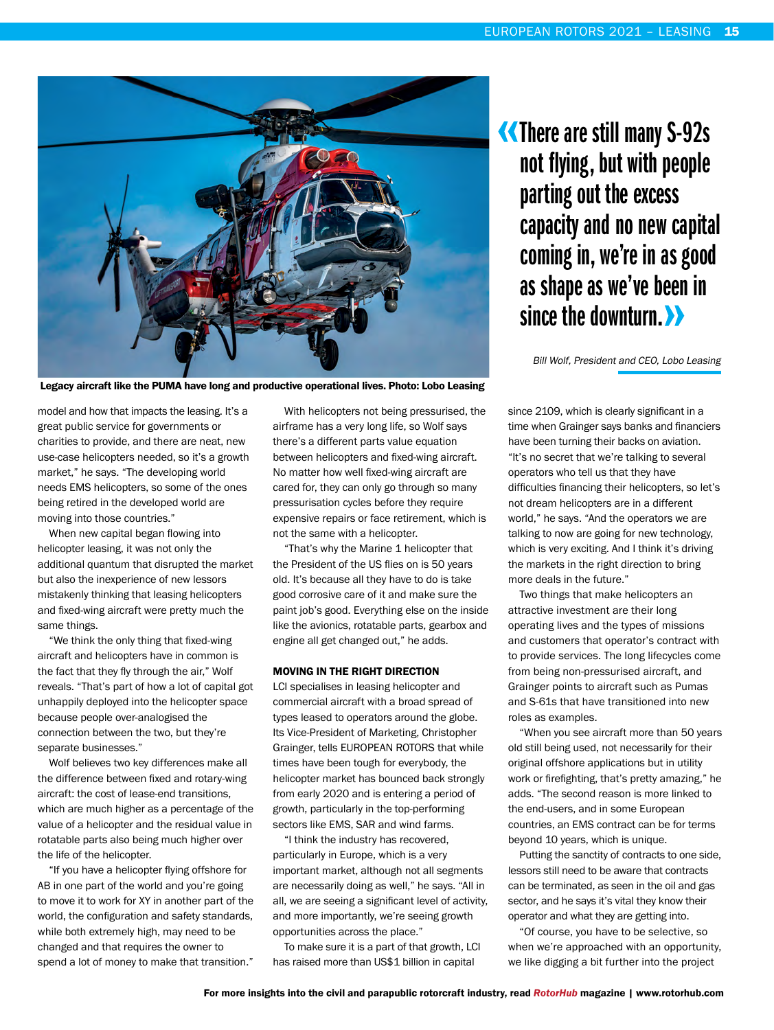Legacy aircraft like the PUMA have long and productive operational lives. Photo: Lobo Leasing

> «There are still many S-92s not flying, but with people parting out the excess capacity and no new capital coming in, we're in as good as shape as we've been in since the downturn.»
>
> *Bill Wolf, President and CEO, Lobo Leasing*

model and how that impacts the leasing. It's a great public service for governments or charities to provide, and there are neat, new use-case helicopters needed, so it's a growth market," he says. "The developing world needs EMS helicopters, so some of the ones being retired in the developed world are moving into those countries."

When new capital began flowing into helicopter leasing, it was not only the additional quantum that disrupted the market but also the inexperience of new lessors mistakenly thinking that leasing helicopters and fixed-wing aircraft were pretty much the same things.

"We think the only thing that fixed-wing aircraft and helicopters have in common is the fact that they fly through the air," Wolf reveals. "That's part of how a lot of capital got unhappily deployed into the helicopter space because people over-analogised the connection between the two, but they're separate businesses."

Wolf believes two key differences make all the difference between fixed and rotary-wing aircraft: the cost of lease-end transitions, which are much higher as a percentage of the value of a helicopter and the residual value in rotatable parts also being much higher over the life of the helicopter.

"If you have a helicopter flying offshore for AB in one part of the world and you're going to move it to work for XY in another part of the world, the configuration and safety standards, while both extremely high, may need to be changed and that requires the owner to spend a lot of money to make that transition."

With helicopters not being pressurised, the airframe has a very long life, so Wolf says there's a different parts value equation between helicopters and fixed-wing aircraft. No matter how well fixed-wing aircraft are cared for, they can only go through so many pressurisation cycles before they require expensive repairs or face retirement, which is not the same with a helicopter.

"That's why the Marine 1 helicopter that the President of the US flies on is 50 years old. It's because all they have to do is take good corrosive care of it and make sure the paint job's good. Everything else on the inside like the avionics, rotatable parts, gearbox and engine all get changed out," he adds.

### MOVING IN THE RIGHT DIRECTION

LCI specialises in leasing helicopter and commercial aircraft with a broad spread of types leased to operators around the globe. Its Vice-President of Marketing, Christopher Grainger, tells EUROPEAN ROTORS that while times have been tough for everybody, the helicopter market has bounced back strongly from early 2020 and is entering a period of growth, particularly in the top-performing sectors like EMS, SAR and wind farms.

"I think the industry has recovered, particularly in Europe, which is a very important market, although not all segments are necessarily doing as well," he says. "All in all, we are seeing a significant level of activity, and more importantly, we're seeing growth opportunities across the place."

To make sure it is a part of that growth, LCI has raised more than US$1 billion in capital since 2109, which is clearly significant in a time when Grainger says banks and financiers have been turning their backs on aviation. "It's no secret that we're talking to several operators who tell us that they have difficulties financing their helicopters, so let's not dream helicopters are in a different world," he says. "And the operators we are talking to now are going for new technology, which is very exciting. And I think it's driving the markets in the right direction to bring more deals in the future."

Two things that make helicopters an attractive investment are their long operating lives and the types of missions and customers that operator's contract with to provide services. The long lifecycles come from being non-pressurised aircraft, and Grainger points to aircraft such as Pumas and S-61s that have transitioned into new roles as examples.

"When you see aircraft more than 50 years old still being used, not necessarily for their original offshore applications but in utility work or firefighting, that's pretty amazing," he adds. "The second reason is more linked to the end-users, and in some European countries, an EMS contract can be for terms beyond 10 years, which is unique.

Putting the sanctity of contracts to one side, lessors still need to be aware that contracts can be terminated, as seen in the oil and gas sector, and he says it's vital they know their operator and what they are getting into.

"Of course, you have to be selective, so when we're approached with an opportunity, we like digging a bit further into the project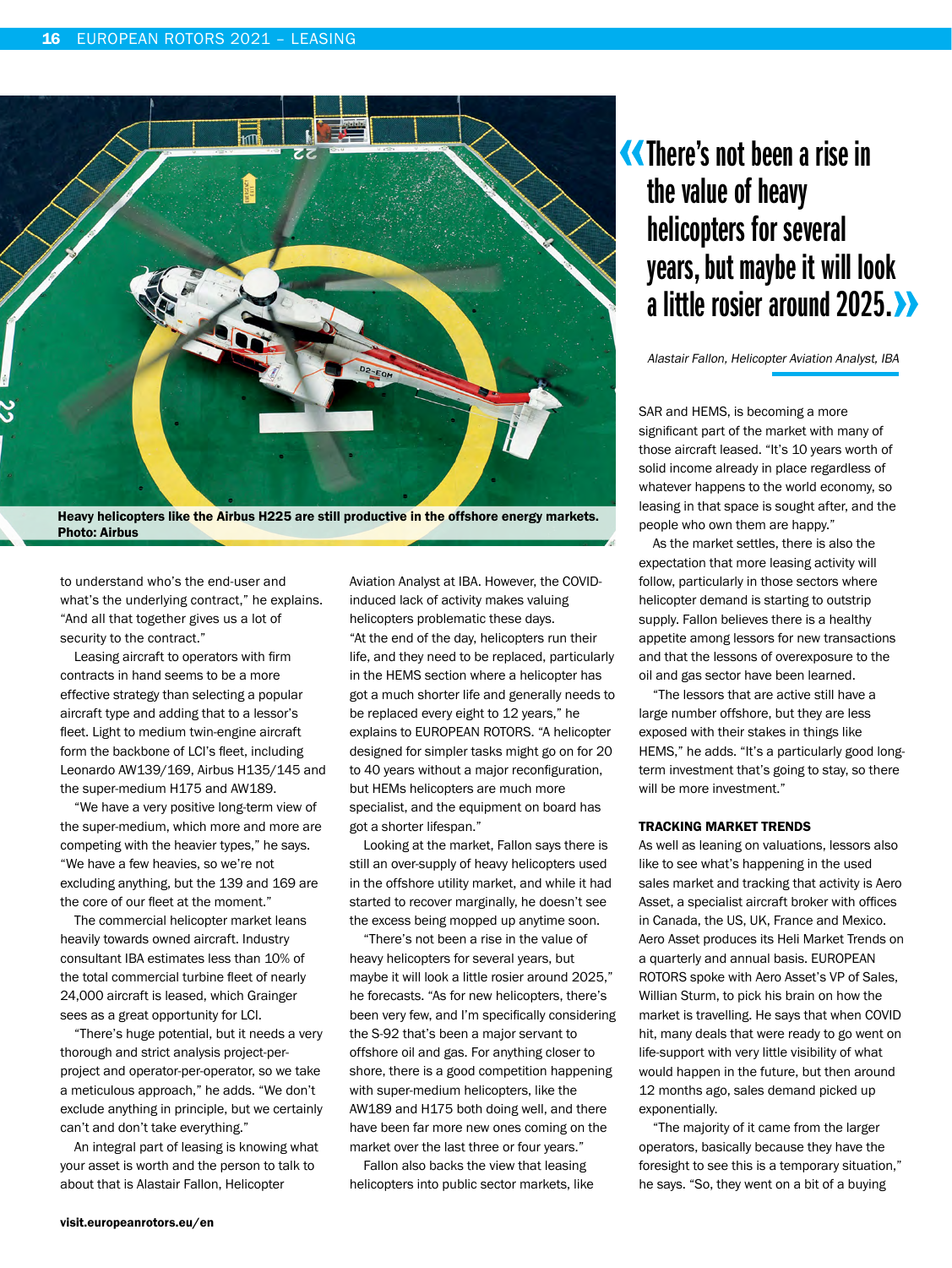Heavy helicopters like the Airbus H225 are still productive in the offshore energy markets. Photo: Airbus

> There's not been a rise in the value of heavy helicopters for several years, but maybe it will look a little rosier around 2025.
>
> *Alastair Fallon, Helicopter Aviation Analyst, IBA*

to understand who's the end-user and what's the underlying contract," he explains. "And all that together gives us a lot of security to the contract."

Leasing aircraft to operators with firm contracts in hand seems to be a more effective strategy than selecting a popular aircraft type and adding that to a lessor's fleet. Light to medium twin-engine aircraft form the backbone of LCI's fleet, including Leonardo AW139/169, Airbus H135/145 and the super-medium H175 and AW189.

"We have a very positive long-term view of the super-medium, which more and more are competing with the heavier types," he says. "We have a few heavies, so we're not excluding anything, but the 139 and 169 are the core of our fleet at the moment."

The commercial helicopter market leans heavily towards owned aircraft. Industry consultant IBA estimates less than 10% of the total commercial turbine fleet of nearly 24,000 aircraft is leased, which Grainger sees as a great opportunity for LCI.

"There's huge potential, but it needs a very thorough and strict analysis project-per-project and operator-per-operator, so we take a meticulous approach," he adds. "We don't exclude anything in principle, but we certainly can't and don't take everything."

An integral part of leasing is knowing what your asset is worth and the person to talk to about that is Alastair Fallon, Helicopter Aviation Analyst at IBA. However, the COVID-induced lack of activity makes valuing helicopters problematic these days.

"At the end of the day, helicopters run their life, and they need to be replaced, particularly in the HEMS section where a helicopter has got a much shorter life and generally needs to be replaced every eight to 12 years," he explains to EUROPEAN ROTORS. "A helicopter designed for simpler tasks might go on for 20 to 40 years without a major reconfiguration, but HEMs helicopters are much more specialist, and the equipment on board has got a shorter lifespan."

Looking at the market, Fallon says there is still an over-supply of heavy helicopters used in the offshore utility market, and while it had started to recover marginally, he doesn't see the excess being mopped up anytime soon.

"There's not been a rise in the value of heavy helicopters for several years, but maybe it will look a little rosier around 2025," he forecasts. "As for new helicopters, there's been very few, and I'm specifically considering the S-92 that's been a major servant to offshore oil and gas. For anything closer to shore, there is a good competition happening with super-medium helicopters, like the AW189 and H175 both doing well, and there have been far more new ones coming on the market over the last three or four years."

Fallon also backs the view that leasing helicopters into public sector markets, like SAR and HEMS, is becoming a more significant part of the market with many of those aircraft leased. "It's 10 years worth of solid income already in place regardless of whatever happens to the world economy, so leasing in that space is sought after, and the people who own them are happy."

As the market settles, there is also the expectation that more leasing activity will follow, particularly in those sectors where helicopter demand is starting to outstrip supply. Fallon believes there is a healthy appetite among lessors for new transactions and that the lessons of overexposure to the oil and gas sector have been learned.

"The lessors that are active still have a large number offshore, but they are less exposed with their stakes in things like HEMS," he adds. "It's a particularly good long-term investment that's going to stay, so there will be more investment."

### TRACKING MARKET TRENDS

As well as leaning on valuations, lessors also like to see what's happening in the used sales market and tracking that activity is Aero Asset, a specialist aircraft broker with offices in Canada, the US, UK, France and Mexico. Aero Asset produces its Heli Market Trends on a quarterly and annual basis. EUROPEAN ROTORS spoke with Aero Asset's VP of Sales, Willian Sturm, to pick his brain on how the market is travelling. He says that when COVID hit, many deals that were ready to go went on life-support with very little visibility of what would happen in the future, but then around 12 months ago, sales demand picked up exponentially.

"The majority of it came from the larger operators, basically because they have the foresight to see this is a temporary situation," he says. "So, they went on a bit of a buying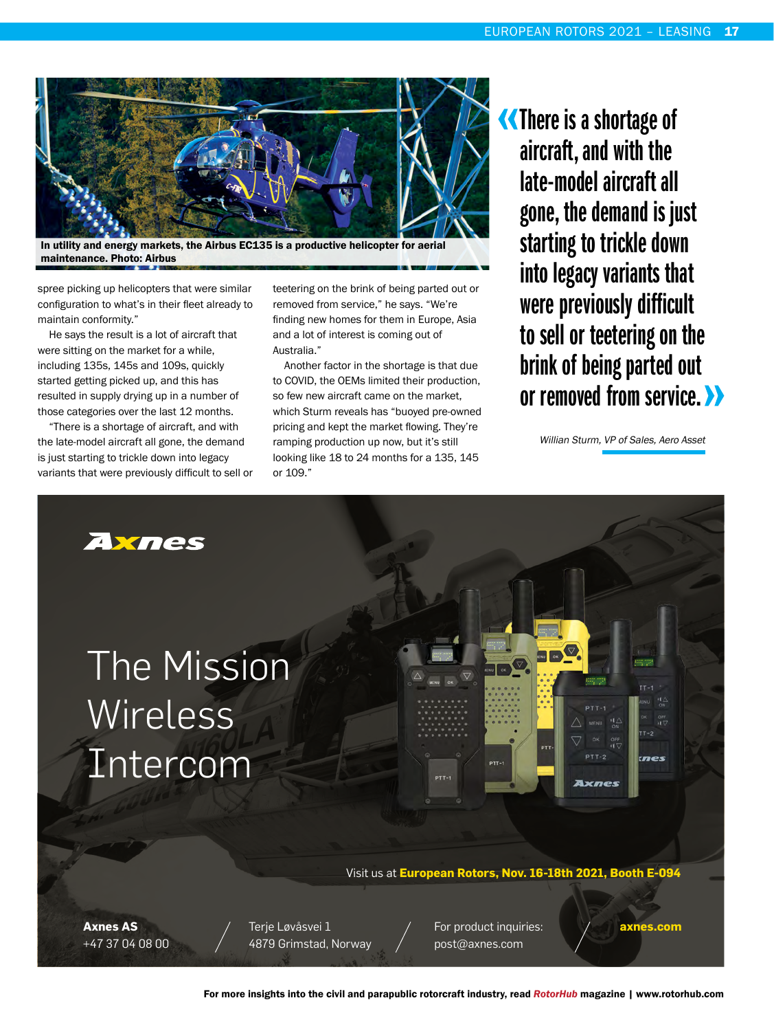In utility and energy markets, the Airbus EC135 is a productive helicopter for aerial maintenance. Photo: Airbus

spree picking up helicopters that were similar configuration to what's in their fleet already to maintain conformity."

He says the result is a lot of aircraft that were sitting on the market for a while, including 135s, 145s and 109s, quickly started getting picked up, and this has resulted in supply drying up in a number of those categories over the last 12 months.

"There is a shortage of aircraft, and with the late-model aircraft all gone, the demand is just starting to trickle down into legacy variants that were previously difficult to sell or teetering on the brink of being parted out or removed from service," he says. "We're finding new homes for them in Europe, Asia and a lot of interest is coming out of Australia."

Another factor in the shortage is that due to COVID, the OEMs limited their production, so few new aircraft came on the market, which Sturm reveals has "buoyed pre-owned pricing and kept the market flowing. They're ramping production up now, but it's still looking like 18 to 24 months for a 135, 145 or 109."

> «There is a shortage of aircraft, and with the late-model aircraft all gone, the demand is just starting to trickle down into legacy variants that were previously difficult to sell or teetering on the brink of being parted out or removed from service.»
>
> *Willian Sturm, VP of Sales, Aero Asset*

**Axnes**

The Mission Wireless Intercom

Visit us at **European Rotors, Nov. 16-18th 2021, Booth E-094**

**Axnes AS**
+47 37 04 08 00

Terje Løvåsvei 1
4879 Grimstad, Norway

For product inquiries:
post@axnes.com

**axnes.com**

For more insights into the civil and parapublic rotorcraft industry, read *RotorHub* magazine | www.rotorhub.com